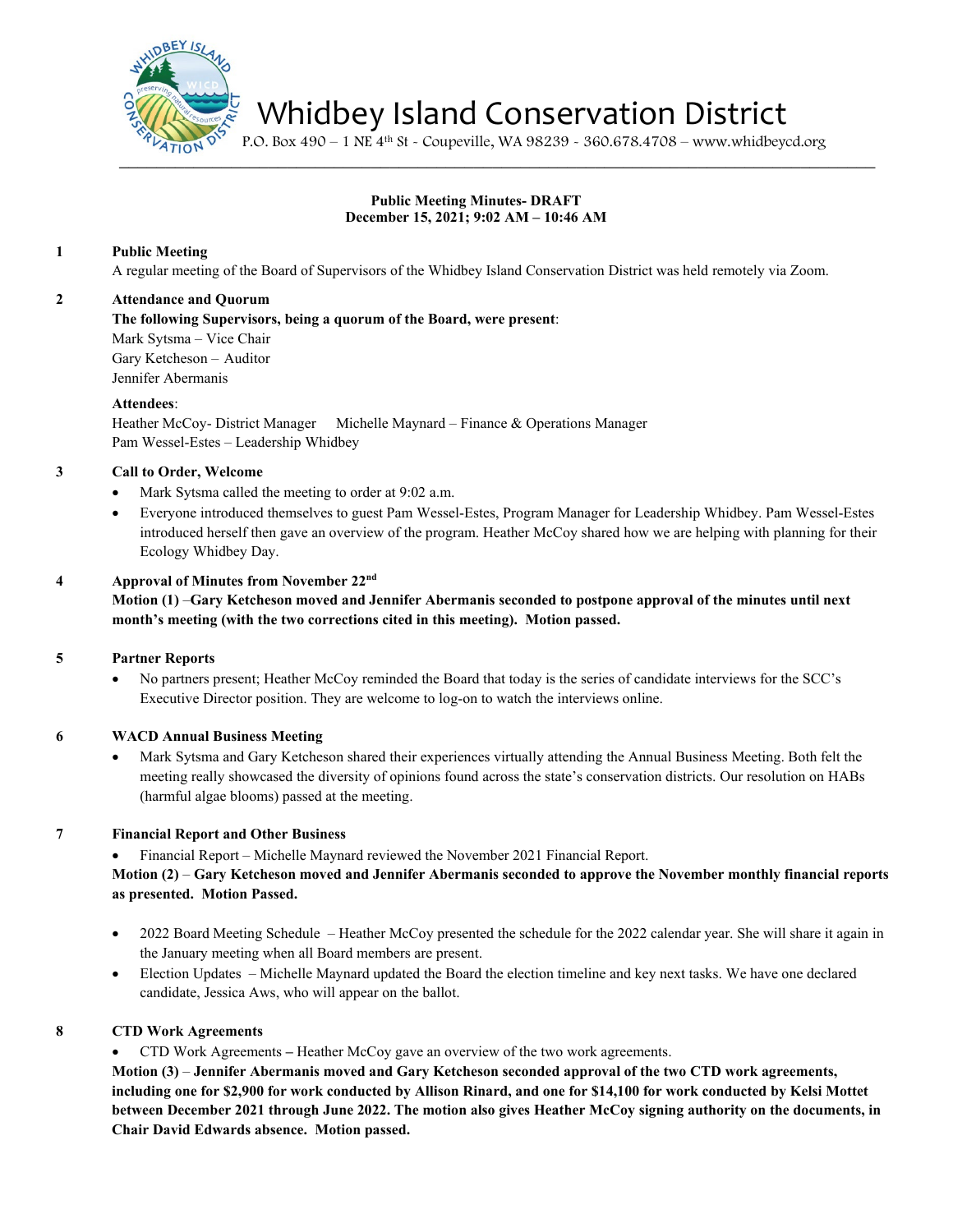# Whidbey Island Conservation District

P.O. Box 490 – 1 NE 4th St - Coupeville, WA 98239 - 360.678.4708 – www.whidbeycd.org

**Public Meeting Minutes- DRAFT**
**December 15, 2021; 9:02 AM – 10:46 AM**

**1 Public Meeting**

A regular meeting of the Board of Supervisors of the Whidbey Island Conservation District was held remotely via Zoom.

**2 Attendance and Quorum**

**The following Supervisors, being a quorum of the Board, were present**:
Mark Sytsma – Vice Chair
Gary Ketcheson – Auditor
Jennifer Abermanis

**Attendees**:
Heather McCoy- District Manager Michelle Maynard – Finance & Operations Manager
Pam Wessel-Estes – Leadership Whidbey

**3 Call to Order, Welcome**

- Mark Sytsma called the meeting to order at 9:02 a.m.
- Everyone introduced themselves to guest Pam Wessel-Estes, Program Manager for Leadership Whidbey. Pam Wessel-Estes introduced herself then gave an overview of the program. Heather McCoy shared how we are helping with planning for their Ecology Whidbey Day.

**4 Approval of Minutes from November 22nd**

**Motion (1) –Gary Ketcheson moved and Jennifer Abermanis seconded to postpone approval of the minutes until next month's meeting (with the two corrections cited in this meeting). Motion passed.**

**5 Partner Reports**

- No partners present; Heather McCoy reminded the Board that today is the series of candidate interviews for the SCC's Executive Director position. They are welcome to log-on to watch the interviews online.

**6 WACD Annual Business Meeting**

- Mark Sytsma and Gary Ketcheson shared their experiences virtually attending the Annual Business Meeting. Both felt the meeting really showcased the diversity of opinions found across the state's conservation districts. Our resolution on HABs (harmful algae blooms) passed at the meeting.

**7 Financial Report and Other Business**

- Financial Report – Michelle Maynard reviewed the November 2021 Financial Report.

**Motion (2) – Gary Ketcheson moved and Jennifer Abermanis seconded to approve the November monthly financial reports as presented. Motion Passed.**

- 2022 Board Meeting Schedule – Heather McCoy presented the schedule for the 2022 calendar year. She will share it again in the January meeting when all Board members are present.
- Election Updates – Michelle Maynard updated the Board the election timeline and key next tasks. We have one declared candidate, Jessica Aws, who will appear on the ballot.

**8 CTD Work Agreements**

- CTD Work Agreements **–** Heather McCoy gave an overview of the two work agreements.

**Motion (3) – Jennifer Abermanis moved and Gary Ketcheson seconded approval of the two CTD work agreements, including one for $2,900 for work conducted by Allison Rinard, and one for $14,100 for work conducted by Kelsi Mottet between December 2021 through June 2022. The motion also gives Heather McCoy signing authority on the documents, in Chair David Edwards absence. Motion passed.**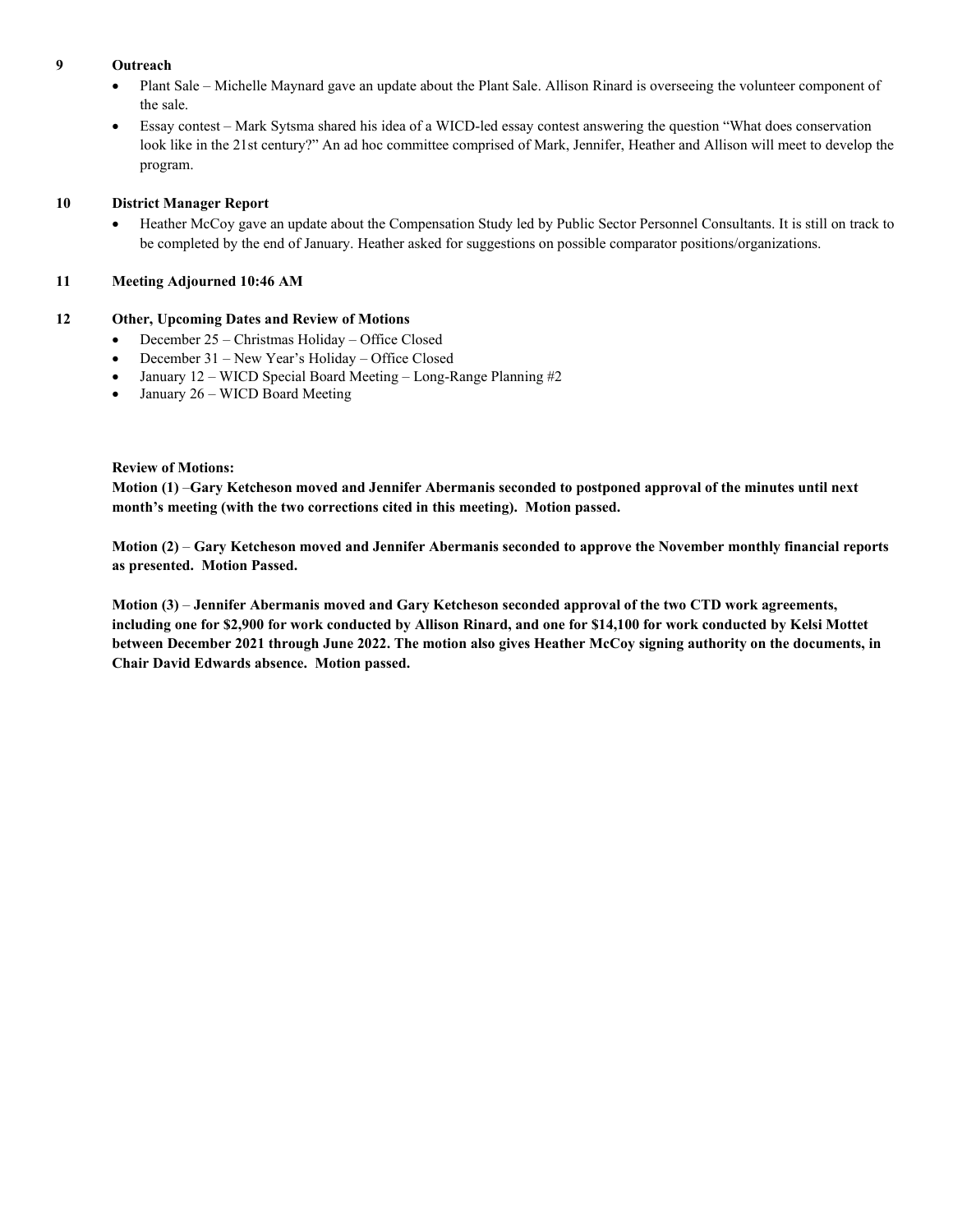**9 Outreach**

- Plant Sale – Michelle Maynard gave an update about the Plant Sale. Allison Rinard is overseeing the volunteer component of the sale.
- Essay contest – Mark Sytsma shared his idea of a WICD-led essay contest answering the question "What does conservation look like in the 21st century?" An ad hoc committee comprised of Mark, Jennifer, Heather and Allison will meet to develop the program.

**10 District Manager Report**

- Heather McCoy gave an update about the Compensation Study led by Public Sector Personnel Consultants. It is still on track to be completed by the end of January. Heather asked for suggestions on possible comparator positions/organizations.

**11 Meeting Adjourned 10:46 AM**

**12 Other, Upcoming Dates and Review of Motions**

- December 25 – Christmas Holiday – Office Closed
- December 31 – New Year's Holiday – Office Closed
- January 12 – WICD Special Board Meeting – Long-Range Planning #2
- January 26 – WICD Board Meeting

**Review of Motions:**

**Motion (1)** –**Gary Ketcheson moved and Jennifer Abermanis seconded to postponed approval of the minutes until next month's meeting (with the two corrections cited in this meeting). Motion passed.**

**Motion (2)** – **Gary Ketcheson moved and Jennifer Abermanis seconded to approve the November monthly financial reports as presented. Motion Passed.**

**Motion (3)** – **Jennifer Abermanis moved and Gary Ketcheson seconded approval of the two CTD work agreements, including one for $2,900 for work conducted by Allison Rinard, and one for $14,100 for work conducted by Kelsi Mottet between December 2021 through June 2022. The motion also gives Heather McCoy signing authority on the documents, in Chair David Edwards absence. Motion passed.**